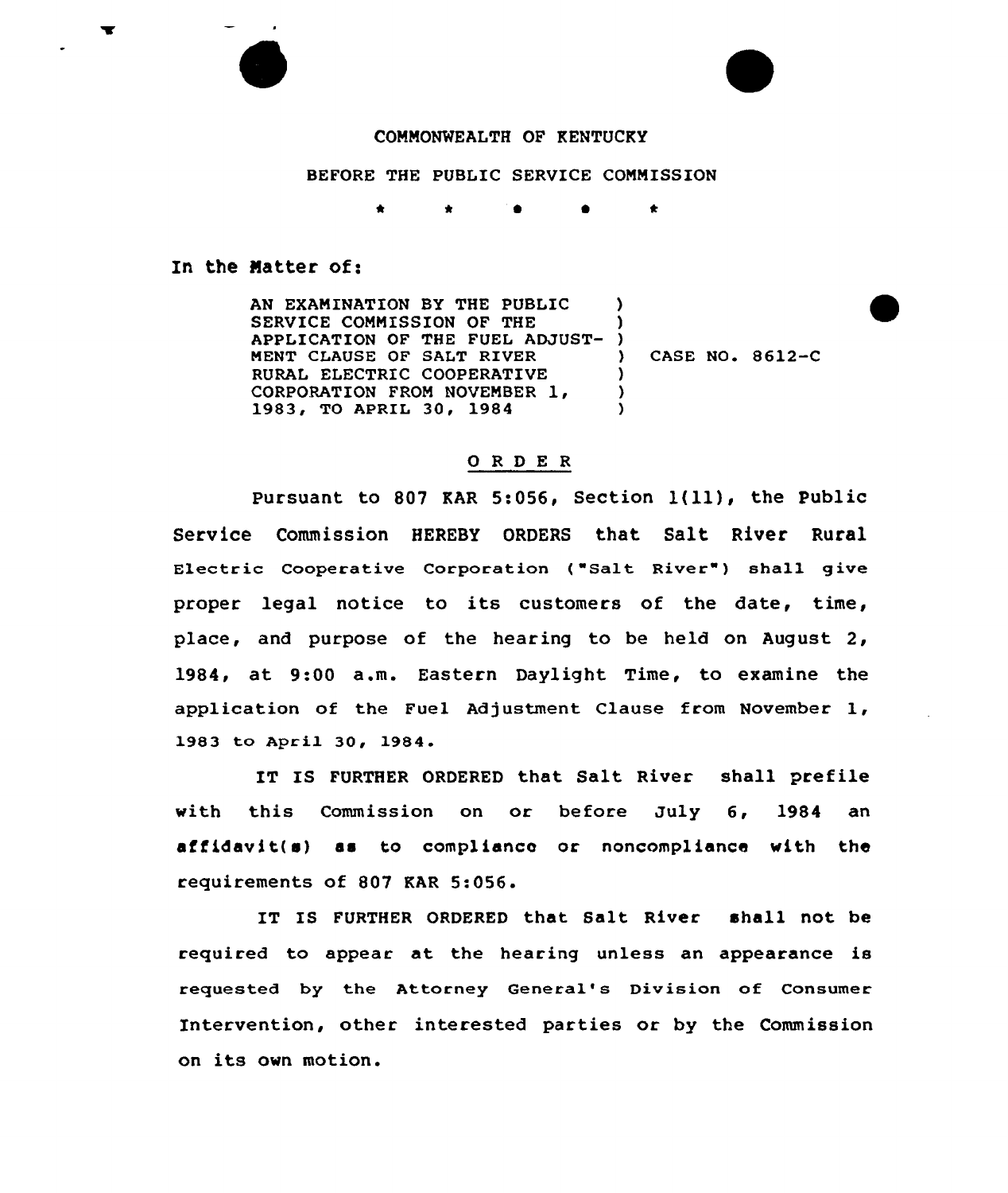COMMONWEALTH OF KENTUCKY

BEFORE THE PUBLIC SERVICE COMMISSION

\* \* \* \* \*

In the Matter of:

AN EXAMINATION BY THE PUBLIC SERVICE COMMISSION OF THE APPLICATION OF THE FUEL ADJUSTMENT CLAUSE OF SALT RIVER RURAL ELECTRIC COOPERATIVE CORPORATION FROM NOVEMBER 1, 1983, TO APRIL 30, 1984 ) CASE NO. 8612-C

## O R D E R

Pursuant to 807 KAR 5:056, Section 1(11), the Public Service Commission HEREBY ORDERS that Salt River Rural Electric Cooperative Corporation ("Salt River") shall give proper legal notice to its customers of the date, time, place, and purpose of the hearing to be held on August 2, 1984, at 9:00 a.m. Eastern Daylight Time, to examine the application of the Fuel Adjustment Clause from November 1, 1983 to April 30, 1984.

IT IS FURTHER ORDERED that Salt River shall prefile with this Commission on or before July 6, 1984 an affidavit(s) as to compliance or noncompliance with the requirements of 807 KAR 5:056.

IT IS FURTHER ORDERED that Salt River shall not be required to appear at the hearing unless an appearance is requested by the Attorney General's Division of Consumer Intervention, other interested parties or by the Commission on its own motion.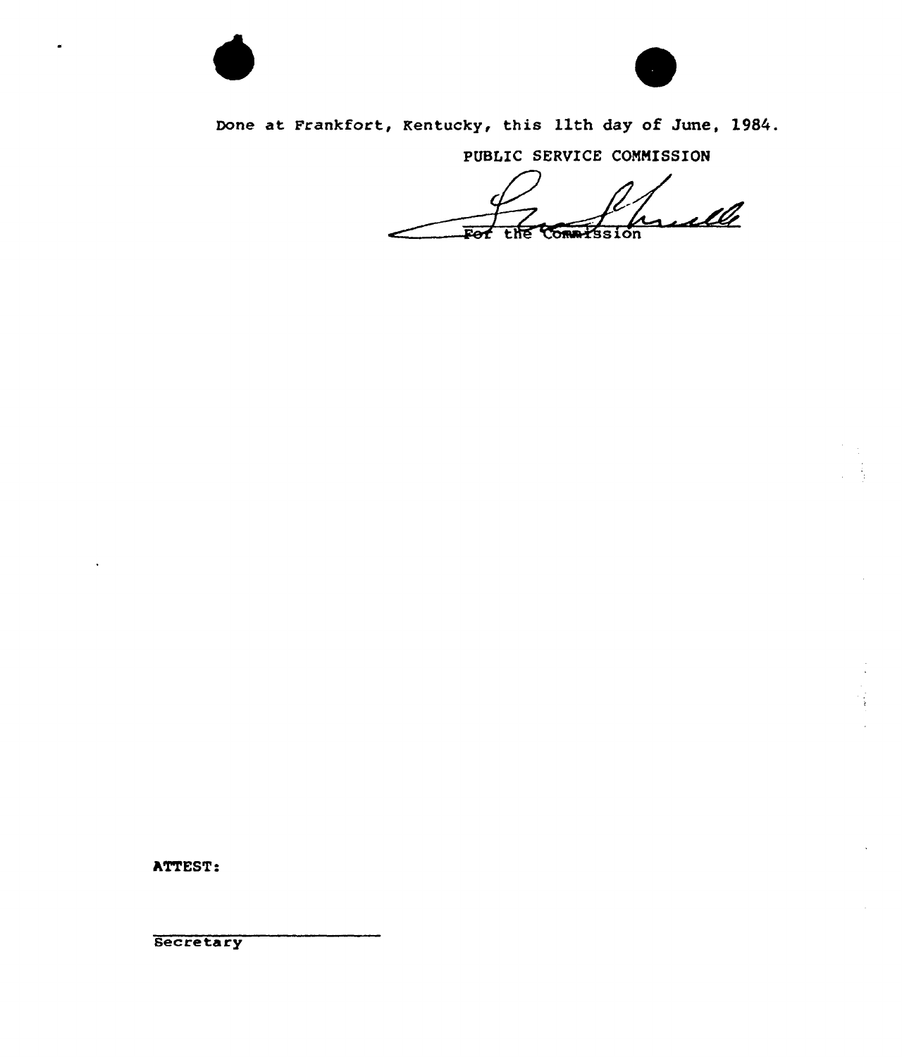Done at Frankfort, Kentucky, this 11th day of June, 1984.

PUBLIC SERVICE COMMISSION

For the Commission

ATTEST:

Secretary